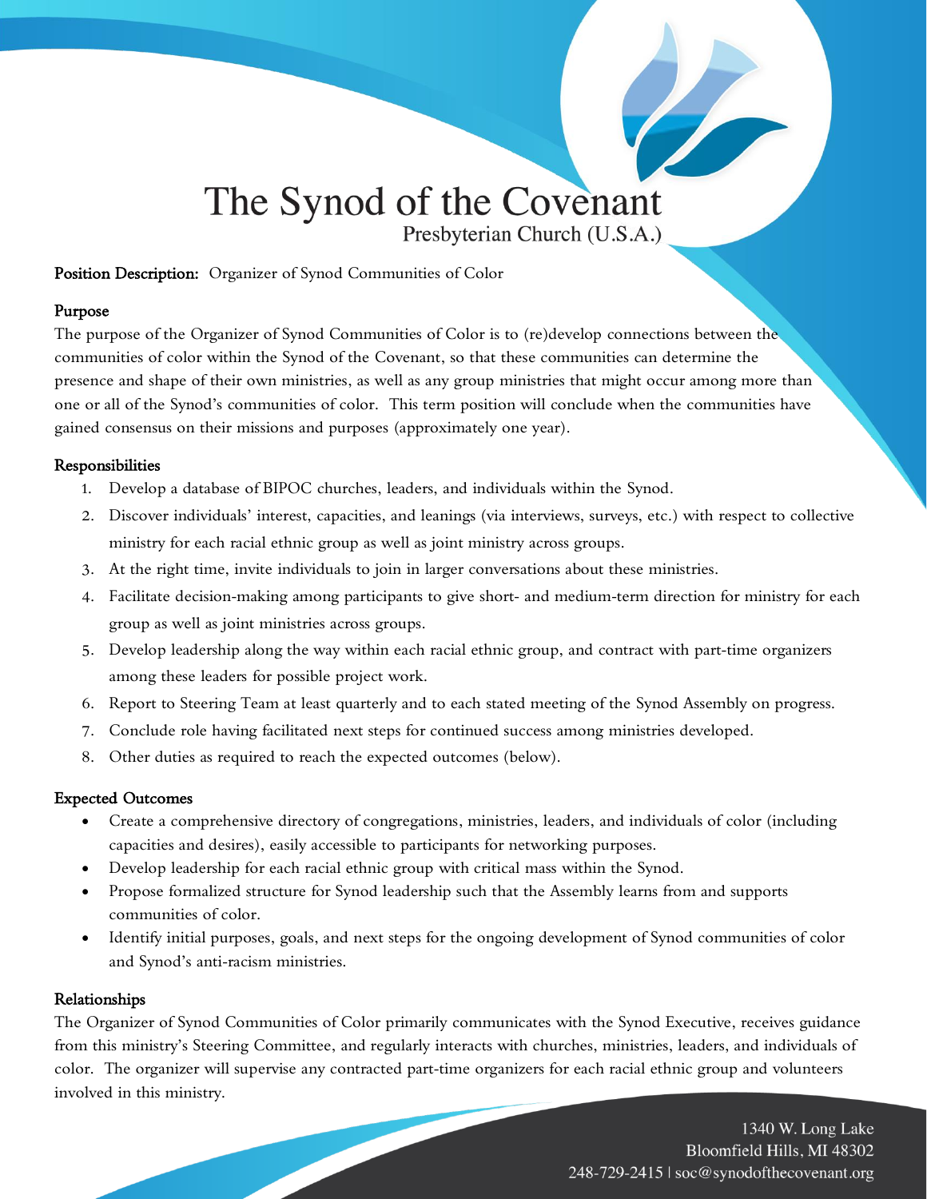# The Synod of the Covenant

Presbyterian Church (U.S.A.)

**Position Description:** Organizer of Synod Communities of Color

## Purpose

The purpose of the Organizer of Synod Communities of Color is to (re)develop connections between the communities of color within the Synod of the Covenant, so that these communities can determine the presence and shape of their own ministries, as well as any group ministries that might occur among more than one or all of the Synod's communities of color. This term position will conclude when the communities have gained consensus on their missions and purposes (approximately one year).

## Responsibilities

1. Develop a database of BIPOC churches, leaders, and individuals within the Synod.
2. Discover individuals' interest, capacities, and leanings (via interviews, surveys, etc.) with respect to collective ministry for each racial ethnic group as well as joint ministry across groups.
3. At the right time, invite individuals to join in larger conversations about these ministries.
4. Facilitate decision-making among participants to give short- and medium-term direction for ministry for each group as well as joint ministries across groups.
5. Develop leadership along the way within each racial ethnic group, and contract with part-time organizers among these leaders for possible project work.
6. Report to Steering Team at least quarterly and to each stated meeting of the Synod Assembly on progress.
7. Conclude role having facilitated next steps for continued success among ministries developed.
8. Other duties as required to reach the expected outcomes (below).

## Expected Outcomes

- Create a comprehensive directory of congregations, ministries, leaders, and individuals of color (including capacities and desires), easily accessible to participants for networking purposes.
- Develop leadership for each racial ethnic group with critical mass within the Synod.
- Propose formalized structure for Synod leadership such that the Assembly learns from and supports communities of color.
- Identify initial purposes, goals, and next steps for the ongoing development of Synod communities of color and Synod's anti-racism ministries.

## Relationships

The Organizer of Synod Communities of Color primarily communicates with the Synod Executive, receives guidance from this ministry's Steering Committee, and regularly interacts with churches, ministries, leaders, and individuals of color. The organizer will supervise any contracted part-time organizers for each racial ethnic group and volunteers involved in this ministry.

1340 W. Long Lake
Bloomfield Hills, MI 48302
248-729-2415 | soc@synodofthecovenant.org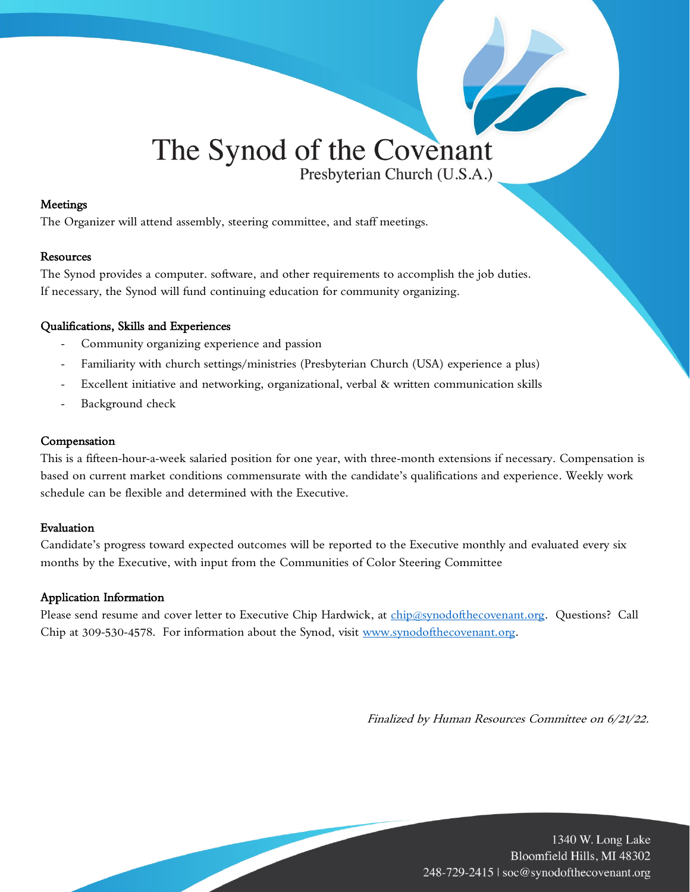# The Synod of the Covenant

Presbyterian Church (U.S.A.)

**Meetings**

The Organizer will attend assembly, steering committee, and staff meetings.

**Resources**

The Synod provides a computer. software, and other requirements to accomplish the job duties. If necessary, the Synod will fund continuing education for community organizing.

**Qualifications, Skills and Experiences**

- Community organizing experience and passion
- Familiarity with church settings/ministries (Presbyterian Church (USA) experience a plus)
- Excellent initiative and networking, organizational, verbal & written communication skills
- Background check

**Compensation**

This is a fifteen-hour-a-week salaried position for one year, with three-month extensions if necessary. Compensation is based on current market conditions commensurate with the candidate's qualifications and experience. Weekly work schedule can be flexible and determined with the Executive.

**Evaluation**

Candidate's progress toward expected outcomes will be reported to the Executive monthly and evaluated every six months by the Executive, with input from the Communities of Color Steering Committee

**Application Information**

Please send resume and cover letter to Executive Chip Hardwick, at chip@synodofthecovenant.org. Questions? Call Chip at 309-530-4578. For information about the Synod, visit www.synodofthecovenant.org.

*Finalized by Human Resources Committee on 6/21/22.*

1340 W. Long Lake
Bloomfield Hills, MI 48302
248-729-2415 | soc@synodofthecovenant.org